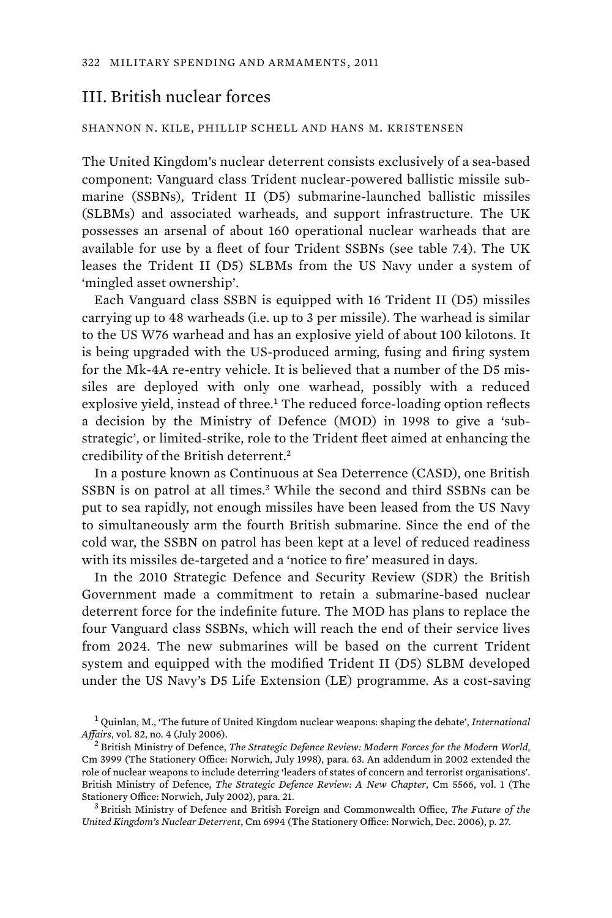## III. British nuclear forces

SHANNON N. KILE, PHILLIP SCHELL AND HANS M. KRISTENSEN

The United Kingdom's nuclear deterrent consists exclusively of a sea-based component: Vanguard class Trident nuclear-powered ballistic missile submarine (SSBNs), Trident II (D5) submarine-launched ballistic missiles (SLBMs) and associated warheads, and support infrastructure. The UK possesses an arsenal of about 160 operational nuclear warheads that are available for use by a fleet of four Trident SSBNs (see table 7.4). The UK leases the Trident II (D5) SLBMs from the US Navy under a system of 'mingled asset ownership'.

Each Vanguard class SSBN is equipped with 16 Trident II (D5) missiles carrying up to 48 warheads (i.e. up to 3 per missile). The warhead is similar to the US W76 warhead and has an explosive yield of about 100 kilotons. It is being upgraded with the US-produced arming, fusing and firing system for the Mk-4A re-entry vehicle. It is believed that a number of the D5 missiles are deployed with only one warhead, possibly with a reduced explosive yield, instead of three.[1] The reduced force-loading option reflects a decision by the Ministry of Defence (MOD) in 1998 to give a 'sub-strategic', or limited-strike, role to the Trident fleet aimed at enhancing the credibility of the British deterrent.[2]

In a posture known as Continuous at Sea Deterrence (CASD), one British SSBN is on patrol at all times.[3] While the second and third SSBNs can be put to sea rapidly, not enough missiles have been leased from the US Navy to simultaneously arm the fourth British submarine. Since the end of the cold war, the SSBN on patrol has been kept at a level of reduced readiness with its missiles de-targeted and a 'notice to fire' measured in days.

In the 2010 Strategic Defence and Security Review (SDR) the British Government made a commitment to retain a submarine-based nuclear deterrent force for the indefinite future. The MOD has plans to replace the four Vanguard class SSBNs, which will reach the end of their service lives from 2024. The new submarines will be based on the current Trident system and equipped with the modified Trident II (D5) SLBM developed under the US Navy's D5 Life Extension (LE) programme. As a cost-saving

[1] Quinlan, M., 'The future of United Kingdom nuclear weapons: shaping the debate', *International Affairs*, vol. 82, no. 4 (July 2006).

[2] British Ministry of Defence, *The Strategic Defence Review: Modern Forces for the Modern World*, Cm 3999 (The Stationery Office: Norwich, July 1998), para. 63. An addendum in 2002 extended the role of nuclear weapons to include deterring 'leaders of states of concern and terrorist organisations'. British Ministry of Defence, *The Strategic Defence Review: A New Chapter*, Cm 5566, vol. 1 (The Stationery Office: Norwich, July 2002), para. 21.

[3] British Ministry of Defence and British Foreign and Commonwealth Office, *The Future of the United Kingdom's Nuclear Deterrent*, Cm 6994 (The Stationery Office: Norwich, Dec. 2006), p. 27.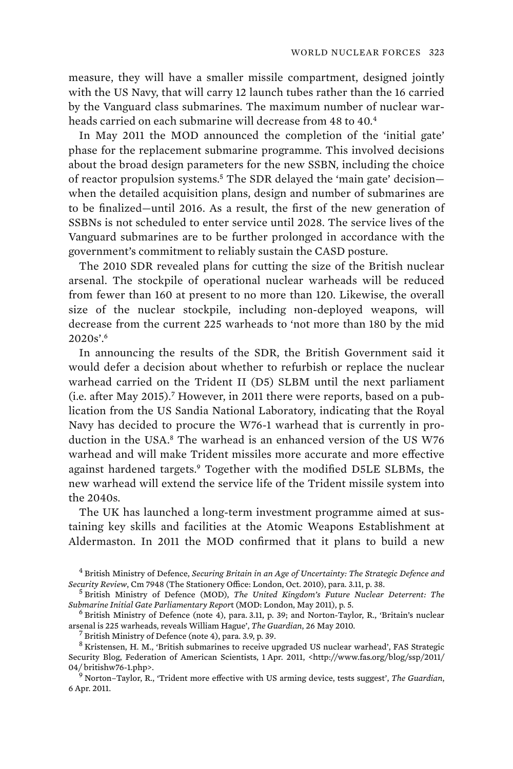measure, they will have a smaller missile compartment, designed jointly with the US Navy, that will carry 12 launch tubes rather than the 16 carried by the Vanguard class submarines. The maximum number of nuclear warheads carried on each submarine will decrease from 48 to 40.[4]

In May 2011 the MOD announced the completion of the 'initial gate' phase for the replacement submarine programme. This involved decisions about the broad design parameters for the new SSBN, including the choice of reactor propulsion systems.[5] The SDR delayed the 'main gate' decision—when the detailed acquisition plans, design and number of submarines are to be finalized—until 2016. As a result, the first of the new generation of SSBNs is not scheduled to enter service until 2028. The service lives of the Vanguard submarines are to be further prolonged in accordance with the government's commitment to reliably sustain the CASD posture.

The 2010 SDR revealed plans for cutting the size of the British nuclear arsenal. The stockpile of operational nuclear warheads will be reduced from fewer than 160 at present to no more than 120. Likewise, the overall size of the nuclear stockpile, including non-deployed weapons, will decrease from the current 225 warheads to 'not more than 180 by the mid 2020s'.[6]

In announcing the results of the SDR, the British Government said it would defer a decision about whether to refurbish or replace the nuclear warhead carried on the Trident II (D5) SLBM until the next parliament (i.e. after May 2015).[7] However, in 2011 there were reports, based on a publication from the US Sandia National Laboratory, indicating that the Royal Navy has decided to procure the W76-1 warhead that is currently in production in the USA.[8] The warhead is an enhanced version of the US W76 warhead and will make Trident missiles more accurate and more effective against hardened targets.[9] Together with the modified D5LE SLBMs, the new warhead will extend the service life of the Trident missile system into the 2040s.

The UK has launched a long-term investment programme aimed at sustaining key skills and facilities at the Atomic Weapons Establishment at Aldermaston. In 2011 the MOD confirmed that it plans to build a new

---

[4] British Ministry of Defence, *Securing Britain in an Age of Uncertainty: The Strategic Defence and Security Review*, Cm 7948 (The Stationery Office: London, Oct. 2010), para. 3.11, p. 38.

[5] British Ministry of Defence (MOD), *The United Kingdom's Future Nuclear Deterrent: The Submarine Initial Gate Parliamentary Report* (MOD: London, May 2011), p. 5.

[6] British Ministry of Defence (note 4), para. 3.11, p. 39; and Norton-Taylor, R., 'Britain's nuclear arsenal is 225 warheads, reveals William Hague', *The Guardian*, 26 May 2010.

[7] British Ministry of Defence (note 4), para. 3.9, p. 39.

[8] Kristensen, H. M., 'British submarines to receive upgraded US nuclear warhead', FAS Strategic Security Blog, Federation of American Scientists, 1 Apr. 2011, <http://www.fas.org/blog/ssp/2011/04/britishw76-1.php>.

[9] Norton–Taylor, R., 'Trident more effective with US arming device, tests suggest', *The Guardian*, 6 Apr. 2011.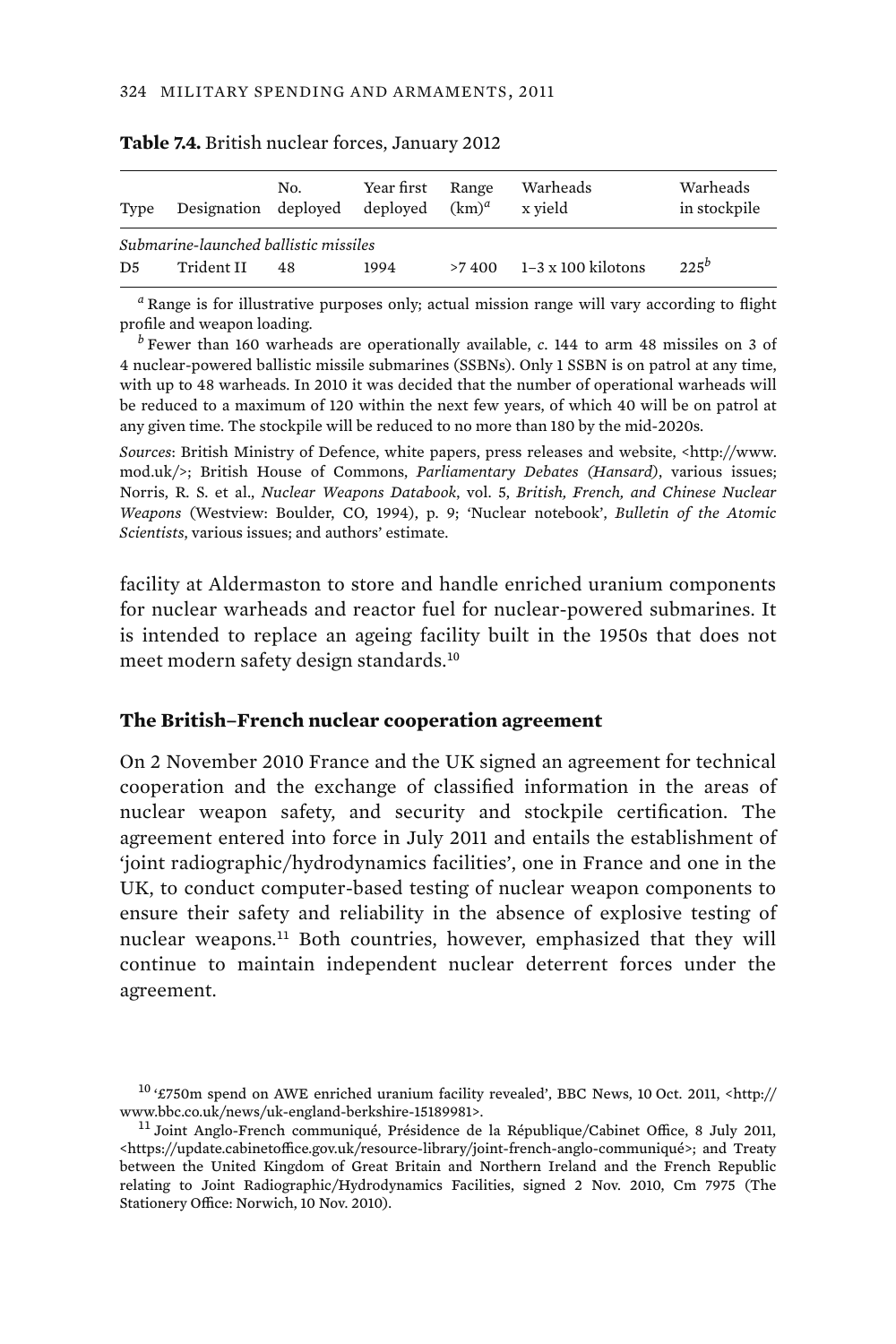**Table 7.4.** British nuclear forces, January 2012

| Type | Designation | No. deployed | Year first deployed | Range (km)[a] | Warheads x yield | Warheads in stockpile |
|---|---|---|---|---|---|---|
| *Submarine-launched ballistic missiles* | | | | | | |
| D5 | Trident II | 48 | 1994 | >7 400 | 1–3 x 100 kilotons | 225[b] |

[a] Range is for illustrative purposes only; actual mission range will vary according to flight profile and weapon loading.

[b] Fewer than 160 warheads are operationally available, *c.* 144 to arm 48 missiles on 3 of 4 nuclear-powered ballistic missile submarines (SSBNs). Only 1 SSBN is on patrol at any time, with up to 48 warheads. In 2010 it was decided that the number of operational warheads will be reduced to a maximum of 120 within the next few years, of which 40 will be on patrol at any given time. The stockpile will be reduced to no more than 180 by the mid-2020s.

*Sources*: British Ministry of Defence, white papers, press releases and website, <http://www.mod.uk/>; British House of Commons, *Parliamentary Debates (Hansard)*, various issues; Norris, R. S. et al., *Nuclear Weapons Databook*, vol. 5, *British, French, and Chinese Nuclear Weapons* (Westview: Boulder, CO, 1994), p. 9; 'Nuclear notebook', *Bulletin of the Atomic Scientists*, various issues; and authors' estimate.

facility at Aldermaston to store and handle enriched uranium components for nuclear warheads and reactor fuel for nuclear-powered submarines. It is intended to replace an ageing facility built in the 1950s that does not meet modern safety design standards.[10]

### The British–French nuclear cooperation agreement

On 2 November 2010 France and the UK signed an agreement for technical cooperation and the exchange of classified information in the areas of nuclear weapon safety, and security and stockpile certification. The agreement entered into force in July 2011 and entails the establishment of 'joint radiographic/hydrodynamics facilities', one in France and one in the UK, to conduct computer-based testing of nuclear weapon components to ensure their safety and reliability in the absence of explosive testing of nuclear weapons.[11] Both countries, however, emphasized that they will continue to maintain independent nuclear deterrent forces under the agreement.

[10] '£750m spend on AWE enriched uranium facility revealed', BBC News, 10 Oct. 2011, <http://www.bbc.co.uk/news/uk-england-berkshire-15189981>.

[11] Joint Anglo-French communiqué, Présidence de la République/Cabinet Office, 8 July 2011, <https://update.cabinetoffice.gov.uk/resource-library/joint-french-anglo-communiqué>; and Treaty between the United Kingdom of Great Britain and Northern Ireland and the French Republic relating to Joint Radiographic/Hydrodynamics Facilities, signed 2 Nov. 2010, Cm 7975 (The Stationery Office: Norwich, 10 Nov. 2010).